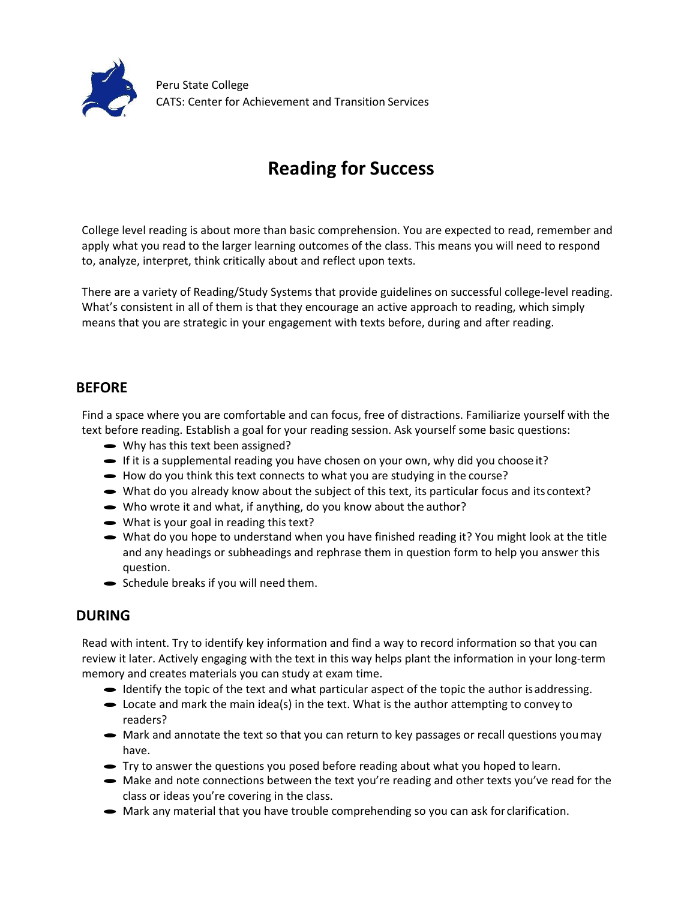Peru State College
CATS: Center for Achievement and Transition Services

# Reading for Success

College level reading is about more than basic comprehension. You are expected to read, remember and apply what you read to the larger learning outcomes of the class. This means you will need to respond to, analyze, interpret, think critically about and reflect upon texts.

There are a variety of Reading/Study Systems that provide guidelines on successful college-level reading. What's consistent in all of them is that they encourage an active approach to reading, which simply means that you are strategic in your engagement with texts before, during and after reading.

## BEFORE

Find a space where you are comfortable and can focus, free of distractions. Familiarize yourself with the text before reading. Establish a goal for your reading session. Ask yourself some basic questions:

- Why has this text been assigned?
- If it is a supplemental reading you have chosen on your own, why did you choose it?
- How do you think this text connects to what you are studying in the course?
- What do you already know about the subject of this text, its particular focus and its context?
- Who wrote it and what, if anything, do you know about the author?
- What is your goal in reading this text?
- What do you hope to understand when you have finished reading it? You might look at the title and any headings or subheadings and rephrase them in question form to help you answer this question.
- Schedule breaks if you will need them.

## DURING

Read with intent. Try to identify key information and find a way to record information so that you can review it later. Actively engaging with the text in this way helps plant the information in your long-term memory and creates materials you can study at exam time.

- Identify the topic of the text and what particular aspect of the topic the author is addressing.
- Locate and mark the main idea(s) in the text. What is the author attempting to convey to readers?
- Mark and annotate the text so that you can return to key passages or recall questions you may have.
- Try to answer the questions you posed before reading about what you hoped to learn.
- Make and note connections between the text you're reading and other texts you've read for the class or ideas you're covering in the class.
- Mark any material that you have trouble comprehending so you can ask for clarification.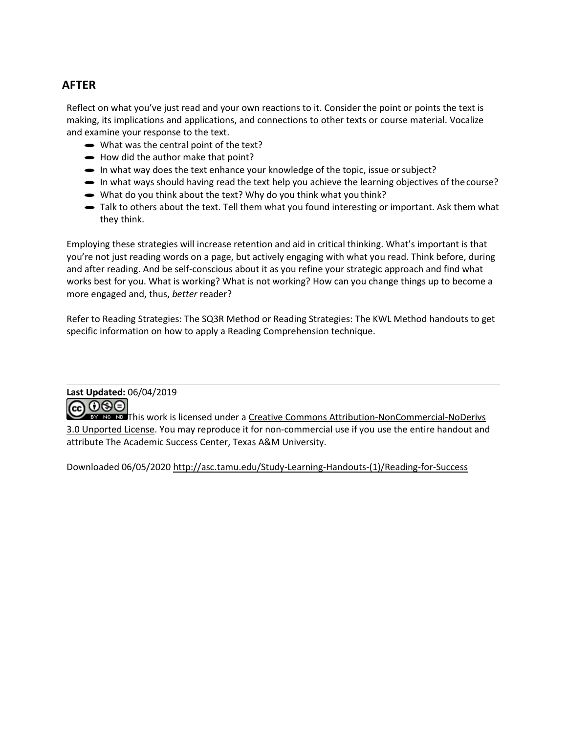## AFTER

Reflect on what you've just read and your own reactions to it. Consider the point or points the text is making, its implications and applications, and connections to other texts or course material. Vocalize and examine your response to the text.

- What was the central point of the text?
- How did the author make that point?
- In what way does the text enhance your knowledge of the topic, issue or subject?
- In what ways should having read the text help you achieve the learning objectives of the course?
- What do you think about the text? Why do you think what you think?
- Talk to others about the text. Tell them what you found interesting or important. Ask them what they think.

Employing these strategies will increase retention and aid in critical thinking. What's important is that you're not just reading words on a page, but actively engaging with what you read. Think before, during and after reading. And be self-conscious about it as you refine your strategic approach and find what works best for you. What is working? What is not working? How can you change things up to become a more engaged and, thus, *better* reader?

Refer to Reading Strategies: The SQ3R Method or Reading Strategies: The KWL Method handouts to get specific information on how to apply a Reading Comprehension technique.

---

**Last Updated:** 06/04/2019

This work is licensed under a Creative Commons Attribution-NonCommercial-NoDerivs 3.0 Unported License. You may reproduce it for non-commercial use if you use the entire handout and attribute The Academic Success Center, Texas A&M University.

Downloaded 06/05/2020 http://asc.tamu.edu/Study-Learning-Handouts-(1)/Reading-for-Success